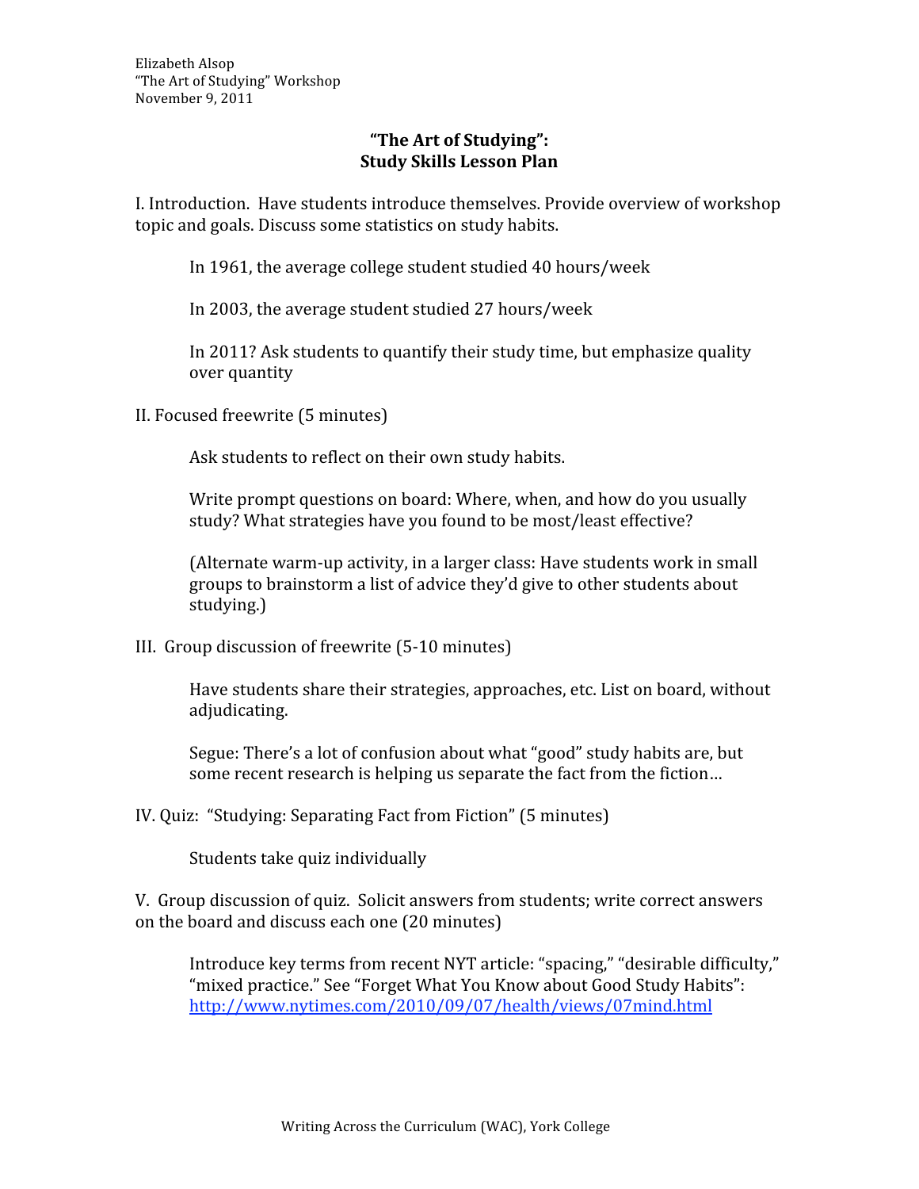Elizabeth Alsop
"The Art of Studying" Workshop
November 9, 2011

# "The Art of Studying": Study Skills Lesson Plan

I. Introduction. Have students introduce themselves. Provide overview of workshop topic and goals. Discuss some statistics on study habits.

> In 1961, the average college student studied 40 hours/week
>
> In 2003, the average student studied 27 hours/week
>
> In 2011? Ask students to quantify their study time, but emphasize quality over quantity

II. Focused freewrite (5 minutes)

> Ask students to reflect on their own study habits.
>
> Write prompt questions on board: Where, when, and how do you usually study? What strategies have you found to be most/least effective?
>
> (Alternate warm-up activity, in a larger class: Have students work in small groups to brainstorm a list of advice they'd give to other students about studying.)

III. Group discussion of freewrite (5-10 minutes)

> Have students share their strategies, approaches, etc. List on board, without adjudicating.
>
> Segue: There's a lot of confusion about what "good" study habits are, but some recent research is helping us separate the fact from the fiction…

IV. Quiz: "Studying: Separating Fact from Fiction" (5 minutes)

> Students take quiz individually

V. Group discussion of quiz. Solicit answers from students; write correct answers on the board and discuss each one (20 minutes)

> Introduce key terms from recent NYT article: "spacing," "desirable difficulty," "mixed practice." See "Forget What You Know about Good Study Habits": http://www.nytimes.com/2010/09/07/health/views/07mind.html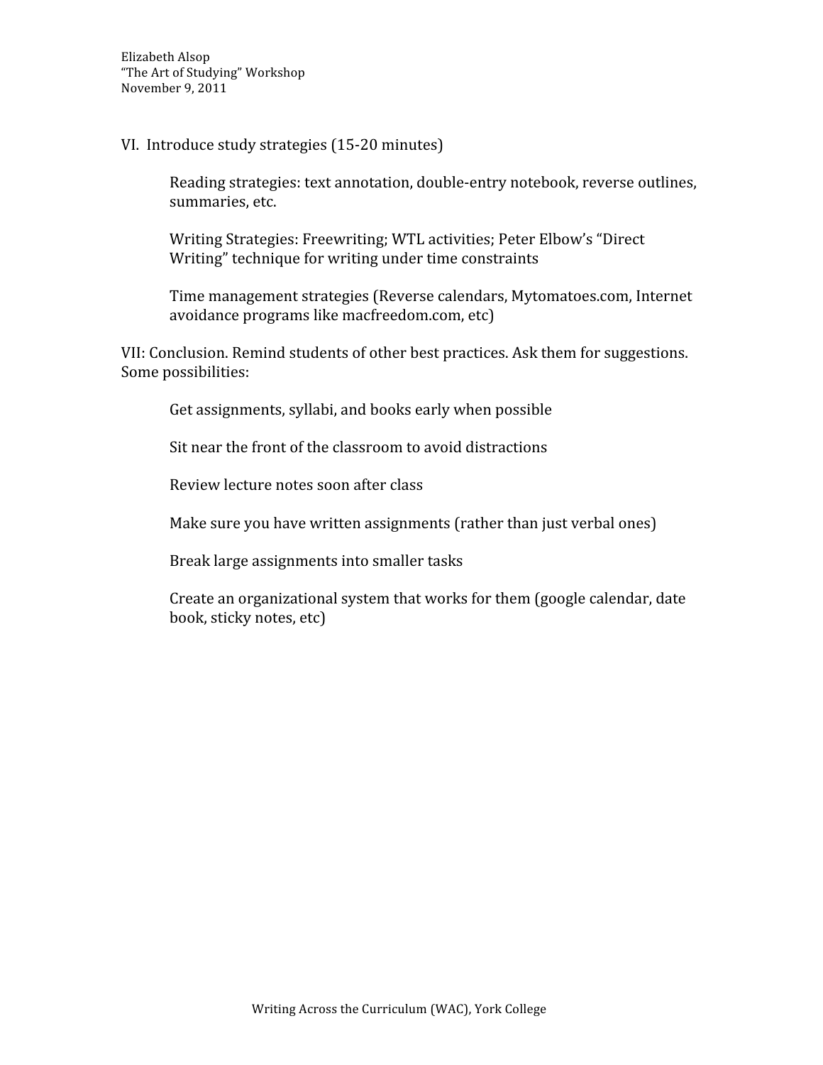VI. Introduce study strategies (15-20 minutes)

Reading strategies: text annotation, double-entry notebook, reverse outlines, summaries, etc.

Writing Strategies: Freewriting; WTL activities; Peter Elbow's "Direct Writing" technique for writing under time constraints

Time management strategies (Reverse calendars, Mytomatoes.com, Internet avoidance programs like macfreedom.com, etc)

VII: Conclusion. Remind students of other best practices. Ask them for suggestions. Some possibilities:

Get assignments, syllabi, and books early when possible

Sit near the front of the classroom to avoid distractions

Review lecture notes soon after class

Make sure you have written assignments (rather than just verbal ones)

Break large assignments into smaller tasks

Create an organizational system that works for them (google calendar, date book, sticky notes, etc)